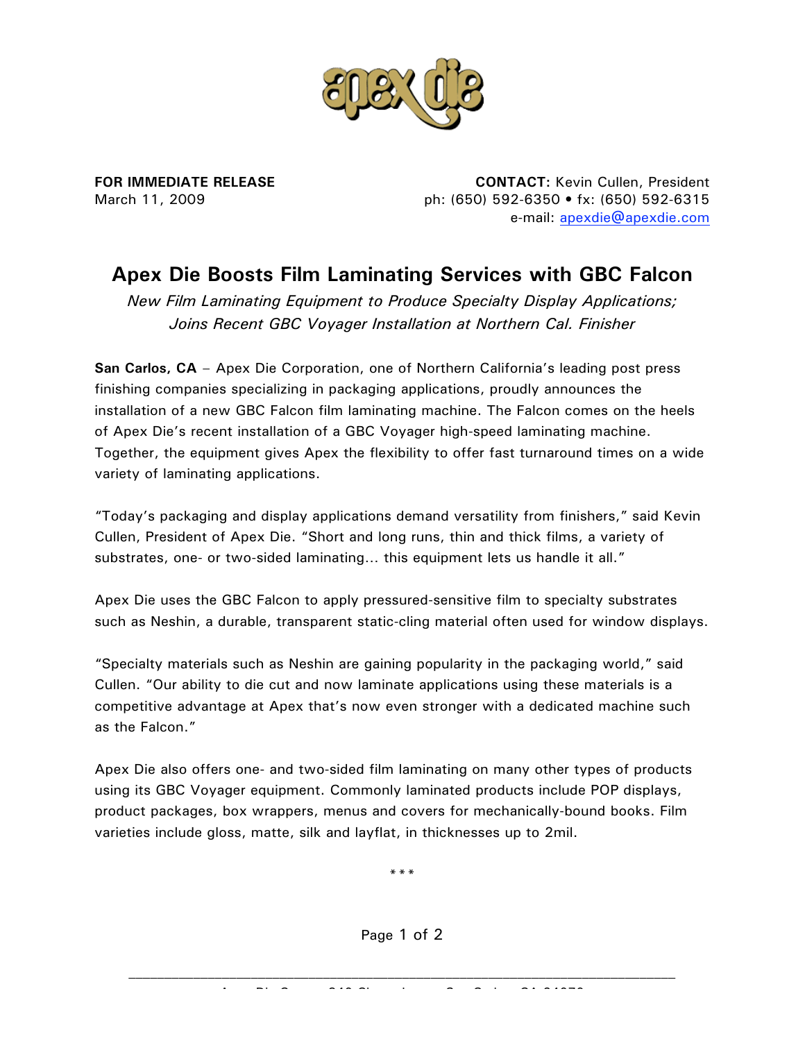**FOR IMMEDIATE RELEASE**
March 11, 2009

**CONTACT:** Kevin Cullen, President
ph: (650) 592-6350 • fx: (650) 592-6315
e-mail: apexdie@apexdie.com

# Apex Die Boosts Film Laminating Services with GBC Falcon

*New Film Laminating Equipment to Produce Specialty Display Applications; Joins Recent GBC Voyager Installation at Northern Cal. Finisher*

**San Carlos, CA** – Apex Die Corporation, one of Northern California's leading post press finishing companies specializing in packaging applications, proudly announces the installation of a new GBC Falcon film laminating machine. The Falcon comes on the heels of Apex Die's recent installation of a GBC Voyager high-speed laminating machine. Together, the equipment gives Apex the flexibility to offer fast turnaround times on a wide variety of laminating applications.

"Today's packaging and display applications demand versatility from finishers," said Kevin Cullen, President of Apex Die. "Short and long runs, thin and thick films, a variety of substrates, one- or two-sided laminating… this equipment lets us handle it all."

Apex Die uses the GBC Falcon to apply pressured-sensitive film to specialty substrates such as Neshin, a durable, transparent static-cling material often used for window displays.

"Specialty materials such as Neshin are gaining popularity in the packaging world," said Cullen. "Our ability to die cut and now laminate applications using these materials is a competitive advantage at Apex that's now even stronger with a dedicated machine such as the Falcon."

Apex Die also offers one- and two-sided film laminating on many other types of products using its GBC Voyager equipment. Commonly laminated products include POP displays, product packages, box wrappers, menus and covers for mechanically-bound books. Film varieties include gloss, matte, silk and layflat, in thicknesses up to 2mil.

\* \* \*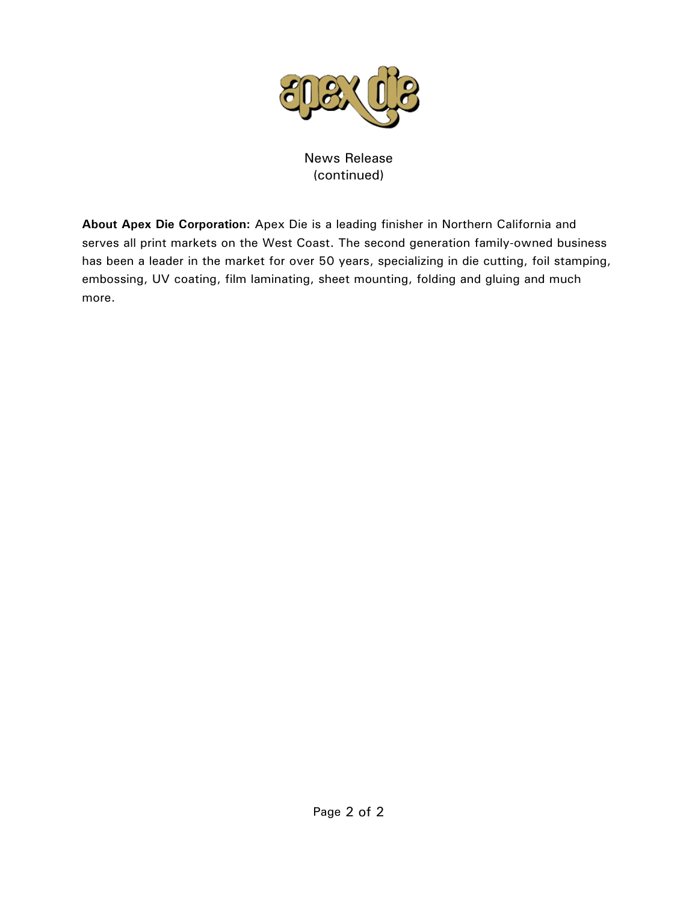News Release
(continued)

**About Apex Die Corporation:** Apex Die is a leading finisher in Northern California and serves all print markets on the West Coast. The second generation family-owned business has been a leader in the market for over 50 years, specializing in die cutting, foil stamping, embossing, UV coating, film laminating, sheet mounting, folding and gluing and much more.